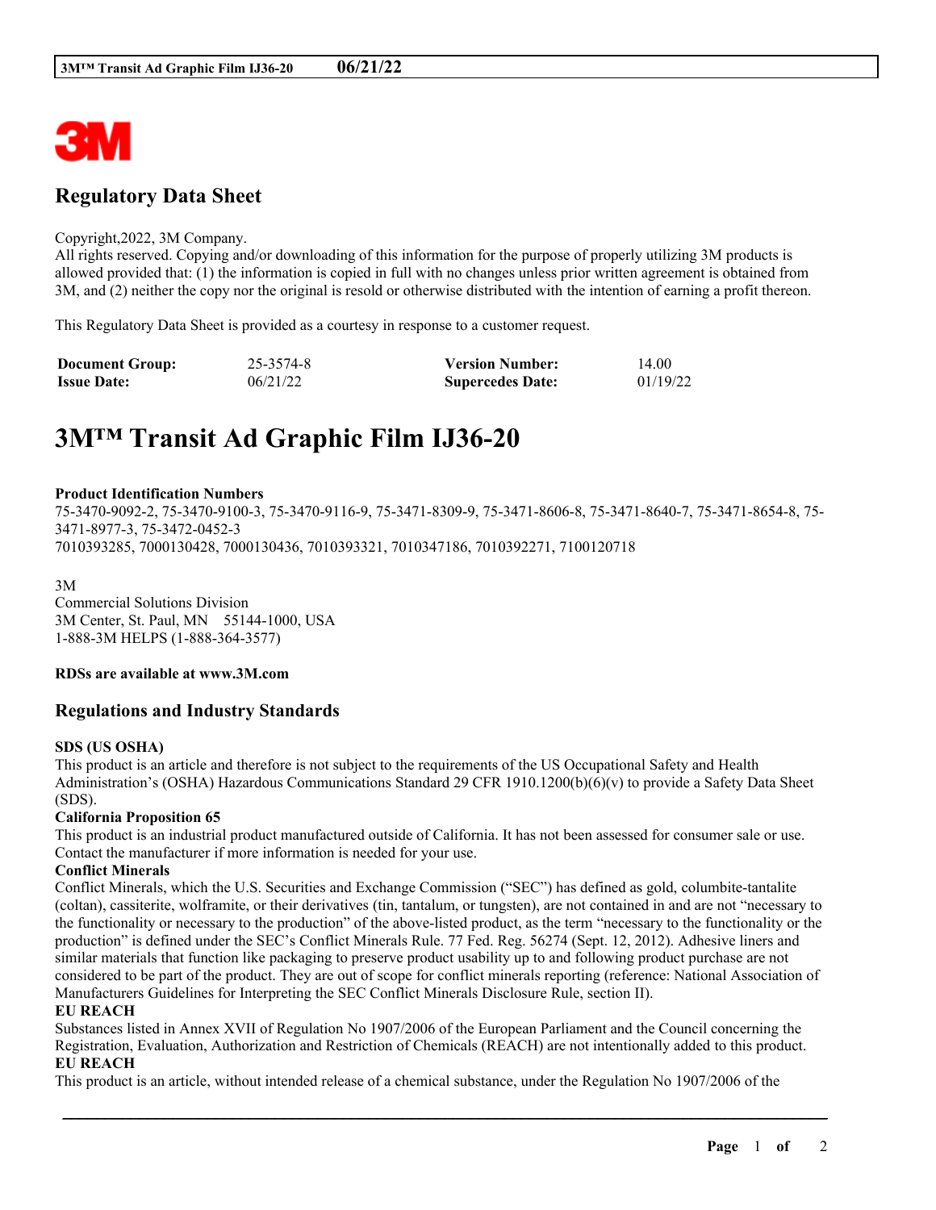# Regulatory Data Sheet

Copyright,2022, 3M Company.
All rights reserved. Copying and/or downloading of this information for the purpose of properly utilizing 3M products is allowed provided that: (1) the information is copied in full with no changes unless prior written agreement is obtained from 3M, and (2) neither the copy nor the original is resold or otherwise distributed with the intention of earning a profit thereon.

This Regulatory Data Sheet is provided as a courtesy in response to a customer request.

| **Document Group:** | 25-3574-8 | **Version Number:** | 14.00 |
|---|---|---|---|
| **Issue Date:** | 06/21/22 | **Supercedes Date:** | 01/19/22 |

# 3M™ Transit Ad Graphic Film IJ36-20

**Product Identification Numbers**
75-3470-9092-2, 75-3470-9100-3, 75-3470-9116-9, 75-3471-8309-9, 75-3471-8606-8, 75-3471-8640-7, 75-3471-8654-8, 75-3471-8977-3, 75-3472-0452-3
7010393285, 7000130428, 7000130436, 7010393321, 7010347186, 7010392271, 7100120718

3M
Commercial Solutions Division
3M Center, St. Paul, MN 55144-1000, USA
1-888-3M HELPS (1-888-364-3577)

**RDSs are available at www.3M.com**

## Regulations and Industry Standards

**SDS (US OSHA)**
This product is an article and therefore is not subject to the requirements of the US Occupational Safety and Health Administration's (OSHA) Hazardous Communications Standard 29 CFR 1910.1200(b)(6)(v) to provide a Safety Data Sheet (SDS).

**California Proposition 65**
This product is an industrial product manufactured outside of California. It has not been assessed for consumer sale or use. Contact the manufacturer if more information is needed for your use.

**Conflict Minerals**
Conflict Minerals, which the U.S. Securities and Exchange Commission ("SEC") has defined as gold, columbite-tantalite (coltan), cassiterite, wolframite, or their derivatives (tin, tantalum, or tungsten), are not contained in and are not "necessary to the functionality or necessary to the production" of the above-listed product, as the term "necessary to the functionality or the production" is defined under the SEC's Conflict Minerals Rule. 77 Fed. Reg. 56274 (Sept. 12, 2012). Adhesive liners and similar materials that function like packaging to preserve product usability up to and following product purchase are not considered to be part of the product. They are out of scope for conflict minerals reporting (reference: National Association of Manufacturers Guidelines for Interpreting the SEC Conflict Minerals Disclosure Rule, section II).

**EU REACH**
Substances listed in Annex XVII of Regulation No 1907/2006 of the European Parliament and the Council concerning the Registration, Evaluation, Authorization and Restriction of Chemicals (REACH) are not intentionally added to this product.

**EU REACH**
This product is an article, without intended release of a chemical substance, under the Regulation No 1907/2006 of the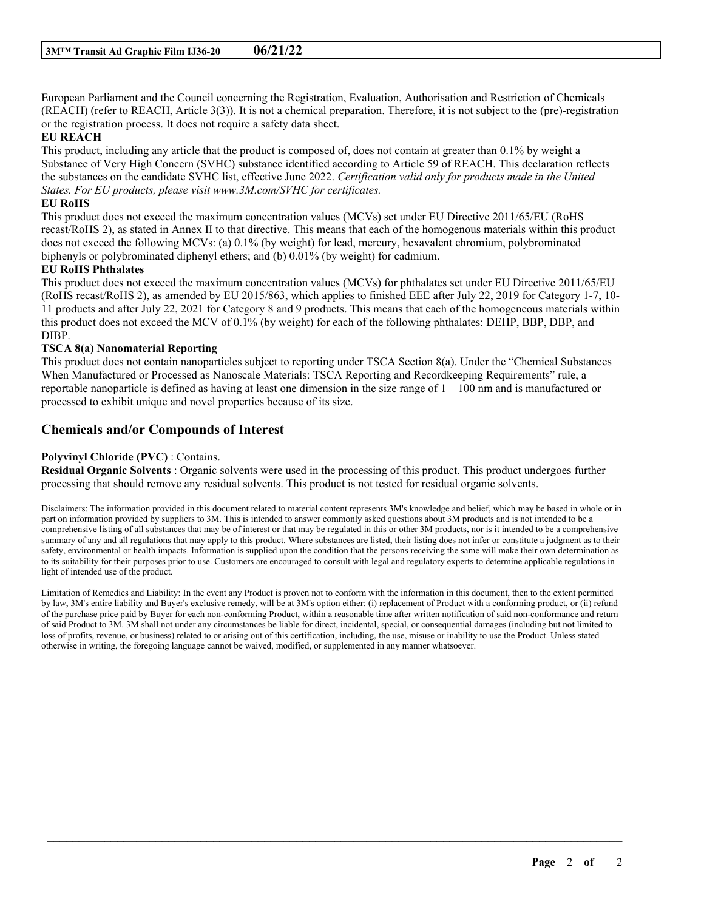European Parliament and the Council concerning the Registration, Evaluation, Authorisation and Restriction of Chemicals (REACH) (refer to REACH, Article 3(3)). It is not a chemical preparation. Therefore, it is not subject to the (pre)-registration or the registration process. It does not require a safety data sheet.

**EU REACH**

This product, including any article that the product is composed of, does not contain at greater than 0.1% by weight a Substance of Very High Concern (SVHC) substance identified according to Article 59 of REACH. This declaration reflects the substances on the candidate SVHC list, effective June 2022. *Certification valid only for products made in the United States. For EU products, please visit www.3M.com/SVHC for certificates.*

**EU RoHS**

This product does not exceed the maximum concentration values (MCVs) set under EU Directive 2011/65/EU (RoHS recast/RoHS 2), as stated in Annex II to that directive. This means that each of the homogenous materials within this product does not exceed the following MCVs: (a) 0.1% (by weight) for lead, mercury, hexavalent chromium, polybrominated biphenyls or polybrominated diphenyl ethers; and (b) 0.01% (by weight) for cadmium.

**EU RoHS Phthalates**

This product does not exceed the maximum concentration values (MCVs) for phthalates set under EU Directive 2011/65/EU (RoHS recast/RoHS 2), as amended by EU 2015/863, which applies to finished EEE after July 22, 2019 for Category 1-7, 10-11 products and after July 22, 2021 for Category 8 and 9 products. This means that each of the homogeneous materials within this product does not exceed the MCV of 0.1% (by weight) for each of the following phthalates: DEHP, BBP, DBP, and DIBP.

**TSCA 8(a) Nanomaterial Reporting**

This product does not contain nanoparticles subject to reporting under TSCA Section 8(a). Under the "Chemical Substances When Manufactured or Processed as Nanoscale Materials: TSCA Reporting and Recordkeeping Requirements" rule, a reportable nanoparticle is defined as having at least one dimension in the size range of 1 – 100 nm and is manufactured or processed to exhibit unique and novel properties because of its size.

## Chemicals and/or Compounds of Interest

**Polyvinyl Chloride (PVC)** : Contains.

**Residual Organic Solvents** : Organic solvents were used in the processing of this product. This product undergoes further processing that should remove any residual solvents. This product is not tested for residual organic solvents.

Disclaimers: The information provided in this document related to material content represents 3M's knowledge and belief, which may be based in whole or in part on information provided by suppliers to 3M. This is intended to answer commonly asked questions about 3M products and is not intended to be a comprehensive listing of all substances that may be of interest or that may be regulated in this or other 3M products, nor is it intended to be a comprehensive summary of any and all regulations that may apply to this product. Where substances are listed, their listing does not infer or constitute a judgment as to their safety, environmental or health impacts. Information is supplied upon the condition that the persons receiving the same will make their own determination as to its suitability for their purposes prior to use. Customers are encouraged to consult with legal and regulatory experts to determine applicable regulations in light of intended use of the product.

Limitation of Remedies and Liability: In the event any Product is proven not to conform with the information in this document, then to the extent permitted by law, 3M's entire liability and Buyer's exclusive remedy, will be at 3M's option either: (i) replacement of Product with a conforming product, or (ii) refund of the purchase price paid by Buyer for each non-conforming Product, within a reasonable time after written notification of said non-conformance and return of said Product to 3M. 3M shall not under any circumstances be liable for direct, incidental, special, or consequential damages (including but not limited to loss of profits, revenue, or business) related to or arising out of this certification, including, the use, misuse or inability to use the Product. Unless stated otherwise in writing, the foregoing language cannot be waived, modified, or supplemented in any manner whatsoever.